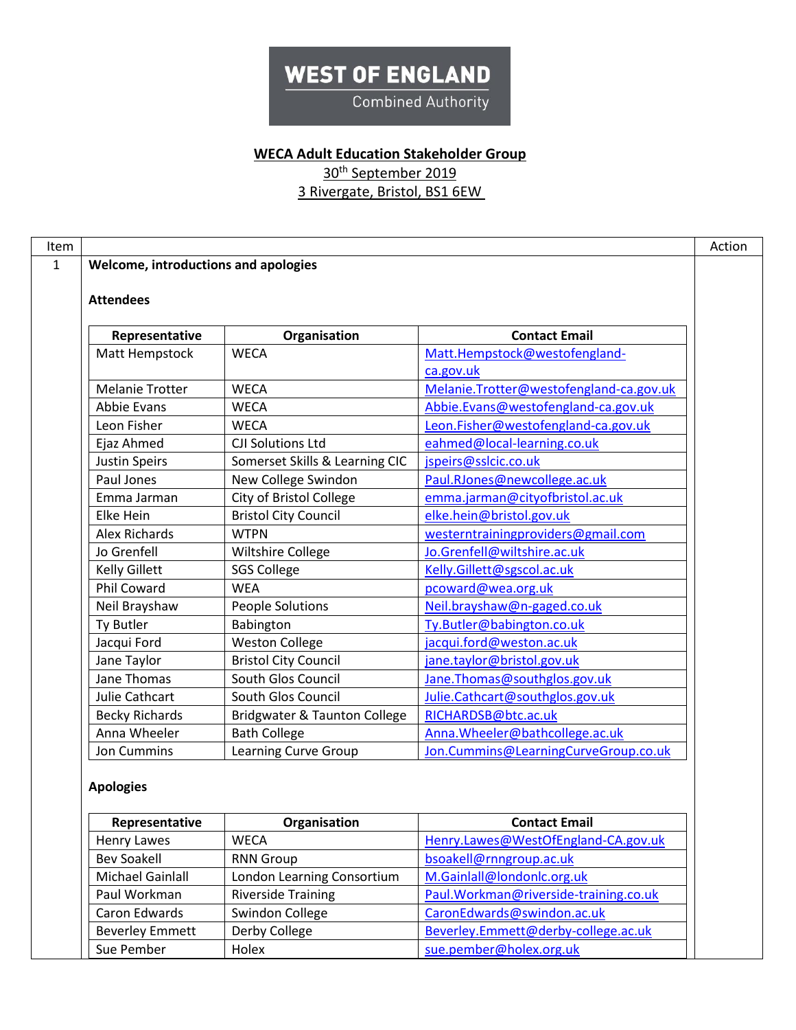WEST OF ENGLAND
Combined Authority

# WECA Adult Education Stakeholder Group

30th September 2019

3 Rivergate, Bristol, BS1 6EW

| Item | | Action |
|---|---|---|
| 1 | **Welcome, introductions and apologies** | |

**Attendees**

| Representative | Organisation | Contact Email |
|---|---|---|
| Matt Hempstock | WECA | Matt.Hempstock@westofengland-ca.gov.uk |
| Melanie Trotter | WECA | Melanie.Trotter@westofengland-ca.gov.uk |
| Abbie Evans | WECA | Abbie.Evans@westofengland-ca.gov.uk |
| Leon Fisher | WECA | Leon.Fisher@westofengland-ca.gov.uk |
| Ejaz Ahmed | CJI Solutions Ltd | eahmed@local-learning.co.uk |
| Justin Speirs | Somerset Skills & Learning CIC | jspeirs@sslcic.co.uk |
| Paul Jones | New College Swindon | Paul.RJones@newcollege.ac.uk |
| Emma Jarman | City of Bristol College | emma.jarman@cityofbristol.ac.uk |
| Elke Hein | Bristol City Council | elke.hein@bristol.gov.uk |
| Alex Richards | WTPN | westerntrainingproviders@gmail.com |
| Jo Grenfell | Wiltshire College | Jo.Grenfell@wiltshire.ac.uk |
| Kelly Gillett | SGS College | Kelly.Gillett@sgscol.ac.uk |
| Phil Coward | WEA | pcoward@wea.org.uk |
| Neil Brayshaw | People Solutions | Neil.brayshaw@n-gaged.co.uk |
| Ty Butler | Babington | Ty.Butler@babington.co.uk |
| Jacqui Ford | Weston College | jacqui.ford@weston.ac.uk |
| Jane Taylor | Bristol City Council | jane.taylor@bristol.gov.uk |
| Jane Thomas | South Glos Council | Jane.Thomas@southglos.gov.uk |
| Julie Cathcart | South Glos Council | Julie.Cathcart@southglos.gov.uk |
| Becky Richards | Bridgwater & Taunton College | RICHARDSB@btc.ac.uk |
| Anna Wheeler | Bath College | Anna.Wheeler@bathcollege.ac.uk |
| Jon Cummins | Learning Curve Group | Jon.Cummins@LearningCurveGroup.co.uk |

**Apologies**

| Representative | Organisation | Contact Email |
|---|---|---|
| Henry Lawes | WECA | Henry.Lawes@WestOfEngland-CA.gov.uk |
| Bev Soakell | RNN Group | bsoakell@rnngroup.ac.uk |
| Michael Gainlall | London Learning Consortium | M.Gainlall@londonlc.org.uk |
| Paul Workman | Riverside Training | Paul.Workman@riverside-training.co.uk |
| Caron Edwards | Swindon College | CaronEdwards@swindon.ac.uk |
| Beverley Emmett | Derby College | Beverley.Emmett@derby-college.ac.uk |
| Sue Pember | Holex | sue.pember@holex.org.uk |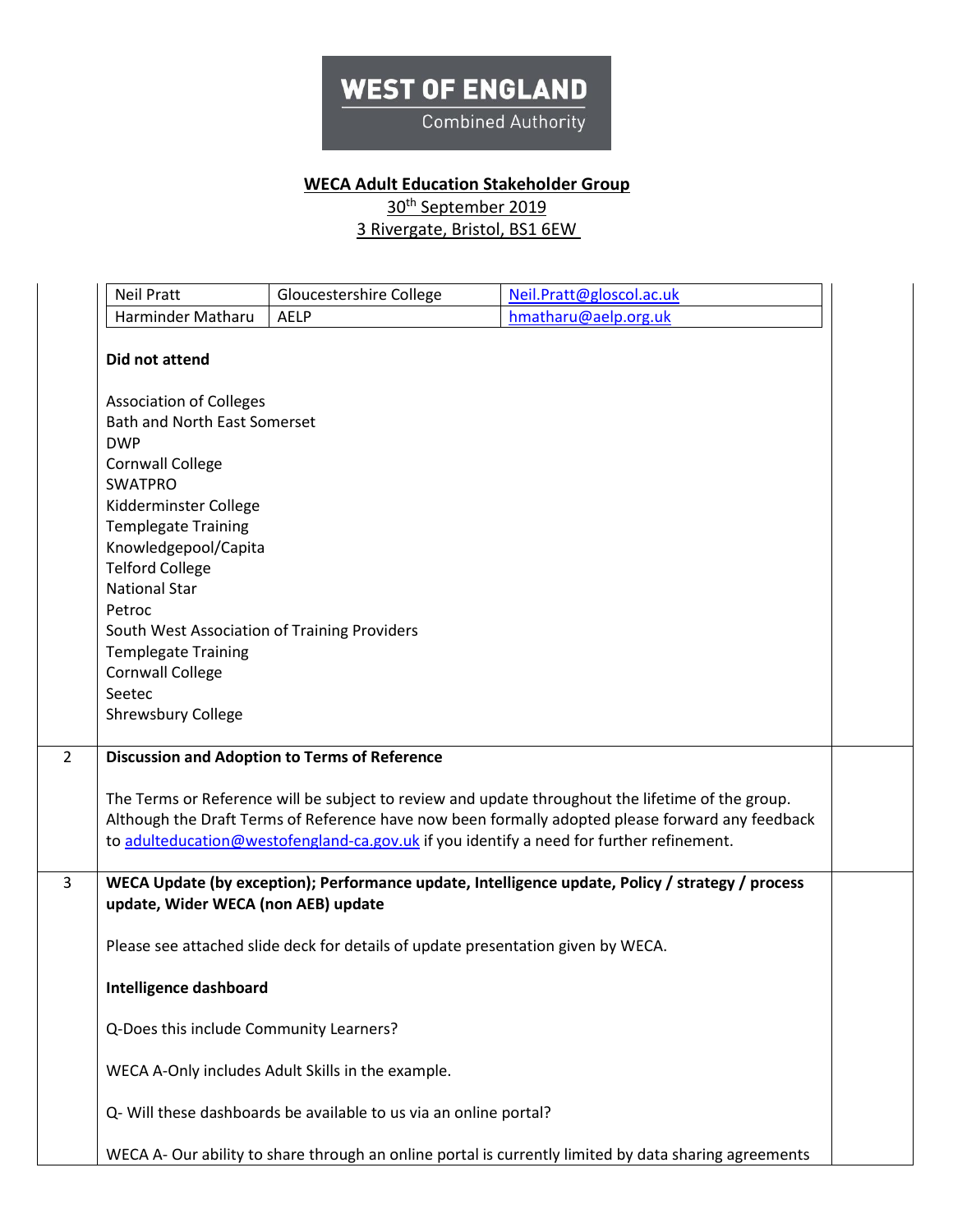# WEST OF ENGLAND
Combined Authority

**WECA Adult Education Stakeholder Group**

30th September 2019

3 Rivergate, Bristol, BS1 6EW

| | | |
|---|---|---|
| Neil Pratt | Gloucestershire College | Neil.Pratt@gloscol.ac.uk |
| Harminder Matharu | AELP | hmatharu@aelp.org.uk |

**Did not attend**

Association of Colleges
Bath and North East Somerset
DWP
Cornwall College
SWATPRO
Kidderminster College
Templegate Training
Knowledgepool/Capita
Telford College
National Star
Petroc
South West Association of Training Providers
Templegate Training
Cornwall College
Seetec
Shrewsbury College

**2 Discussion and Adoption to Terms of Reference**

The Terms or Reference will be subject to review and update throughout the lifetime of the group. Although the Draft Terms of Reference have now been formally adopted please forward any feedback to adulteducation@westofengland-ca.gov.uk if you identify a need for further refinement.

**3 WECA Update (by exception); Performance update, Intelligence update, Policy / strategy / process update, Wider WECA (non AEB) update**

Please see attached slide deck for details of update presentation given by WECA.

**Intelligence dashboard**

Q-Does this include Community Learners?

WECA A-Only includes Adult Skills in the example.

Q- Will these dashboards be available to us via an online portal?

WECA A- Our ability to share through an online portal is currently limited by data sharing agreements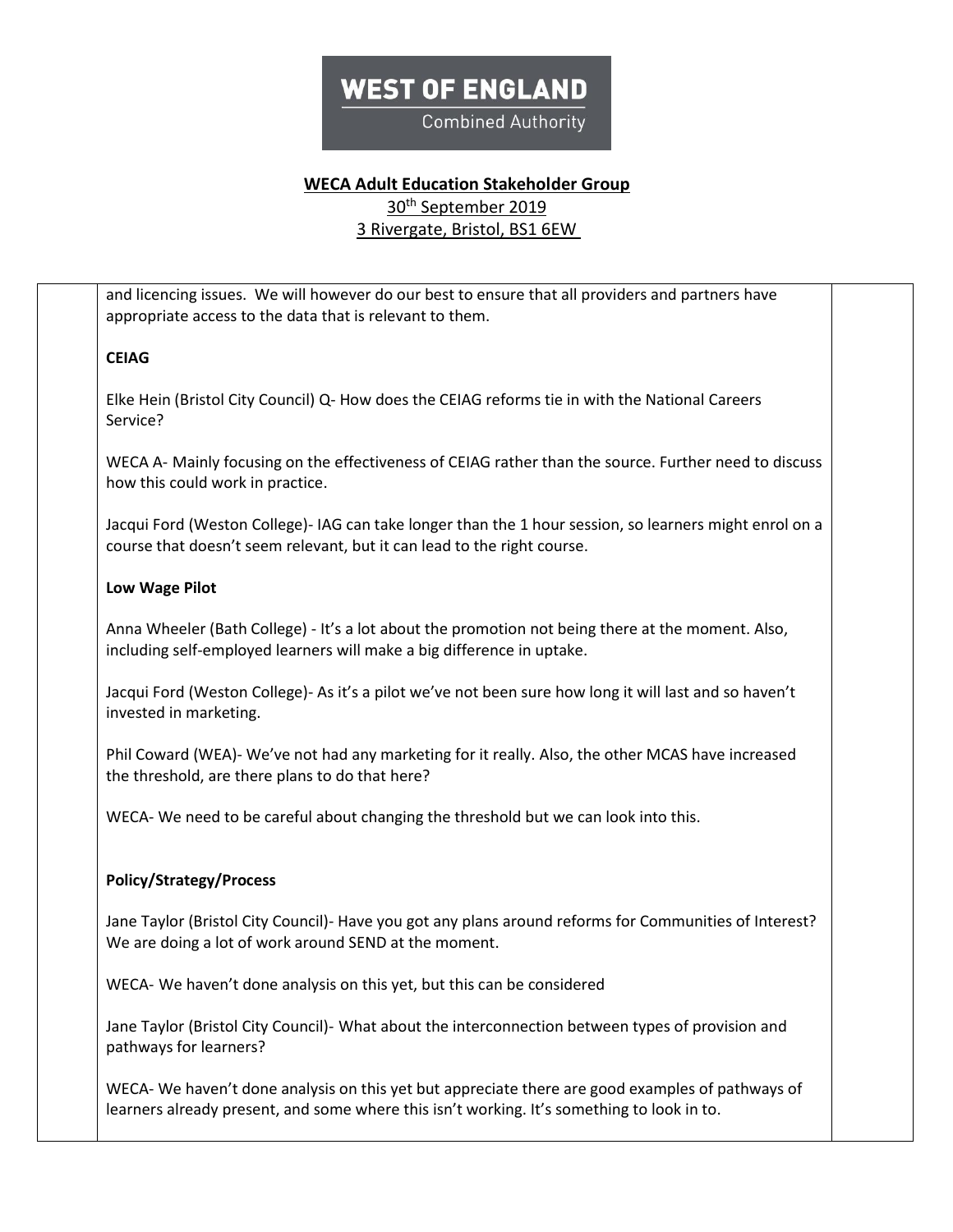**WECA Adult Education Stakeholder Group**

30th September 2019

3 Rivergate, Bristol, BS1 6EW

and licencing issues. We will however do our best to ensure that all providers and partners have appropriate access to the data that is relevant to them.

**CEIAG**

Elke Hein (Bristol City Council) Q- How does the CEIAG reforms tie in with the National Careers Service?

WECA A- Mainly focusing on the effectiveness of CEIAG rather than the source. Further need to discuss how this could work in practice.

Jacqui Ford (Weston College)- IAG can take longer than the 1 hour session, so learners might enrol on a course that doesn't seem relevant, but it can lead to the right course.

**Low Wage Pilot**

Anna Wheeler (Bath College) - It's a lot about the promotion not being there at the moment. Also, including self-employed learners will make a big difference in uptake.

Jacqui Ford (Weston College)- As it's a pilot we've not been sure how long it will last and so haven't invested in marketing.

Phil Coward (WEA)- We've not had any marketing for it really. Also, the other MCAS have increased the threshold, are there plans to do that here?

WECA- We need to be careful about changing the threshold but we can look into this.

**Policy/Strategy/Process**

Jane Taylor (Bristol City Council)- Have you got any plans around reforms for Communities of Interest? We are doing a lot of work around SEND at the moment.

WECA- We haven't done analysis on this yet, but this can be considered

Jane Taylor (Bristol City Council)- What about the interconnection between types of provision and pathways for learners?

WECA- We haven't done analysis on this yet but appreciate there are good examples of pathways of learners already present, and some where this isn't working. It's something to look in to.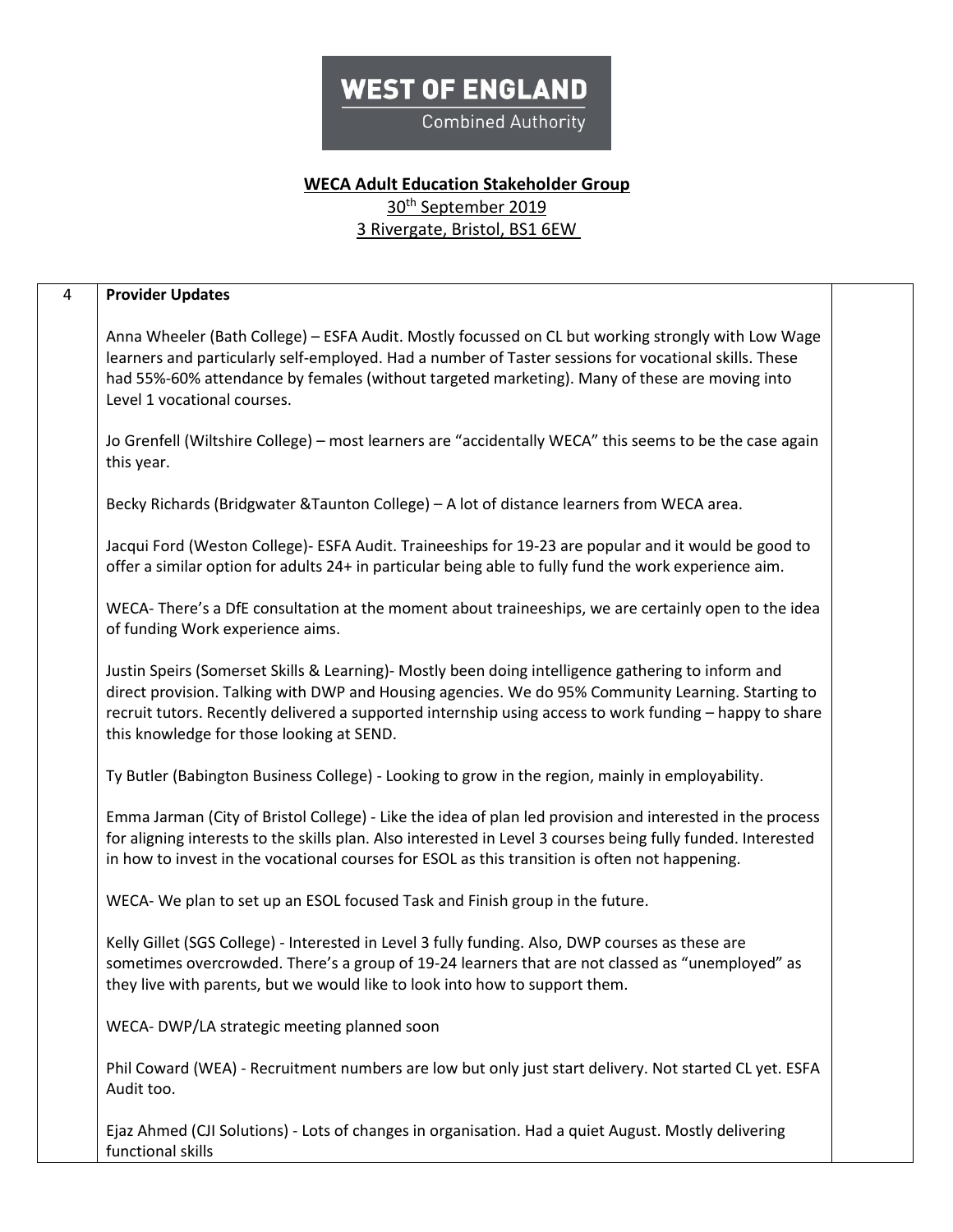WEST OF ENGLAND
Combined Authority

**WECA Adult Education Stakeholder Group**
30th September 2019
3 Rivergate, Bristol, BS1 6EW

| 4 | **Provider Updates**<br><br>Anna Wheeler (Bath College) – ESFA Audit. Mostly focussed on CL but working strongly with Low Wage learners and particularly self-employed. Had a number of Taster sessions for vocational skills. These had 55%-60% attendance by females (without targeted marketing). Many of these are moving into Level 1 vocational courses.<br><br>Jo Grenfell (Wiltshire College) – most learners are "accidentally WECA" this seems to be the case again this year.<br><br>Becky Richards (Bridgwater &Taunton College) – A lot of distance learners from WECA area.<br><br>Jacqui Ford (Weston College)- ESFA Audit. Traineeships for 19-23 are popular and it would be good to offer a similar option for adults 24+ in particular being able to fully fund the work experience aim.<br><br>WECA- There's a DfE consultation at the moment about traineeships, we are certainly open to the idea of funding Work experience aims.<br><br>Justin Speirs (Somerset Skills & Learning)- Mostly been doing intelligence gathering to inform and direct provision. Talking with DWP and Housing agencies. We do 95% Community Learning. Starting to recruit tutors. Recently delivered a supported internship using access to work funding – happy to share this knowledge for those looking at SEND.<br><br>Ty Butler (Babington Business College) - Looking to grow in the region, mainly in employability.<br><br>Emma Jarman (City of Bristol College) - Like the idea of plan led provision and interested in the process for aligning interests to the skills plan. Also interested in Level 3 courses being fully funded. Interested in how to invest in the vocational courses for ESOL as this transition is often not happening.<br><br>WECA- We plan to set up an ESOL focused Task and Finish group in the future.<br><br>Kelly Gillet (SGS College) - Interested in Level 3 fully funding. Also, DWP courses as these are sometimes overcrowded. There's a group of 19-24 learners that are not classed as "unemployed" as they live with parents, but we would like to look into how to support them.<br><br>WECA- DWP/LA strategic meeting planned soon<br><br>Phil Coward (WEA) - Recruitment numbers are low but only just start delivery. Not started CL yet. ESFA Audit too.<br><br>Ejaz Ahmed (CJI Solutions) - Lots of changes in organisation. Had a quiet August. Mostly delivering functional skills | |
|---|---|---|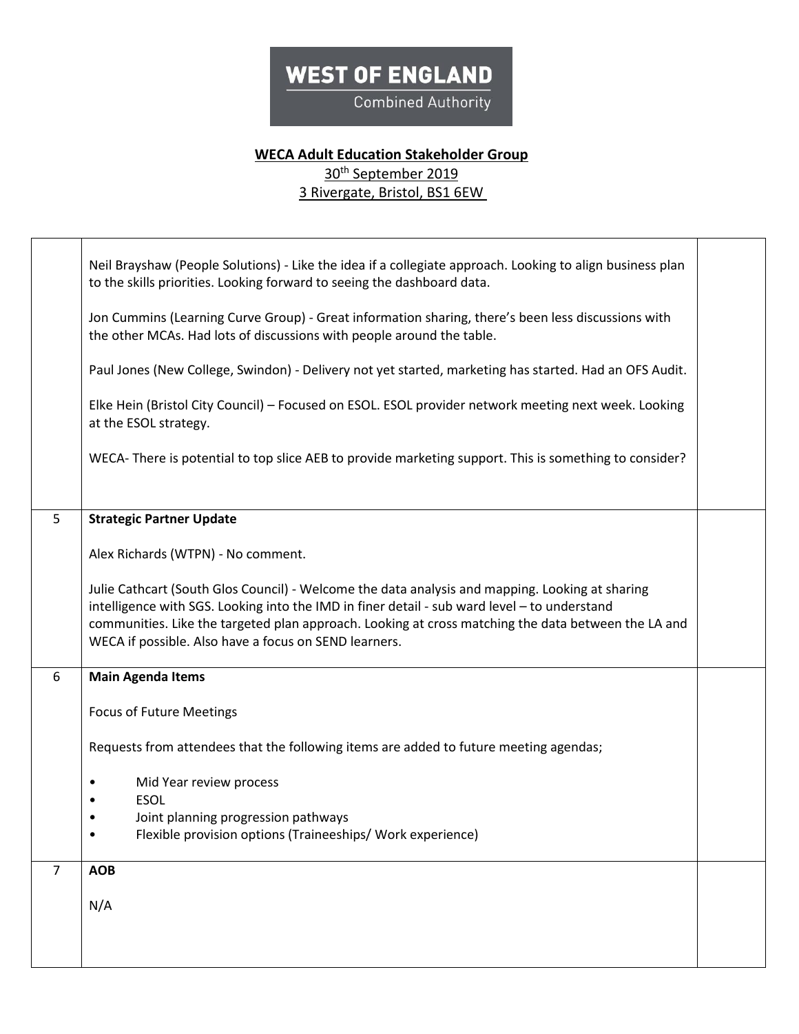**WEST OF ENGLAND**
Combined Authority

**WECA Adult Education Stakeholder Group**
30th September 2019
3 Rivergate, Bristol, BS1 6EW

| | | |
|---|---|---|
| | Neil Brayshaw (People Solutions) - Like the idea if a collegiate approach. Looking to align business plan to the skills priorities. Looking forward to seeing the dashboard data.<br><br>Jon Cummins (Learning Curve Group) - Great information sharing, there's been less discussions with the other MCAs. Had lots of discussions with people around the table.<br><br>Paul Jones (New College, Swindon) - Delivery not yet started, marketing has started. Had an OFS Audit.<br><br>Elke Hein (Bristol City Council) – Focused on ESOL. ESOL provider network meeting next week. Looking at the ESOL strategy.<br><br>WECA- There is potential to top slice AEB to provide marketing support. This is something to consider? | |
| 5 | **Strategic Partner Update**<br><br>Alex Richards (WTPN) - No comment.<br><br>Julie Cathcart (South Glos Council) - Welcome the data analysis and mapping. Looking at sharing intelligence with SGS. Looking into the IMD in finer detail - sub ward level – to understand communities. Like the targeted plan approach. Looking at cross matching the data between the LA and WECA if possible. Also have a focus on SEND learners. | |
| 6 | **Main Agenda Items**<br><br>Focus of Future Meetings<br><br>Requests from attendees that the following items are added to future meeting agendas;<br><br>• Mid Year review process<br>• ESOL<br>• Joint planning progression pathways<br>• Flexible provision options (Traineeships/ Work experience) | |
| 7 | **AOB**<br><br>N/A | |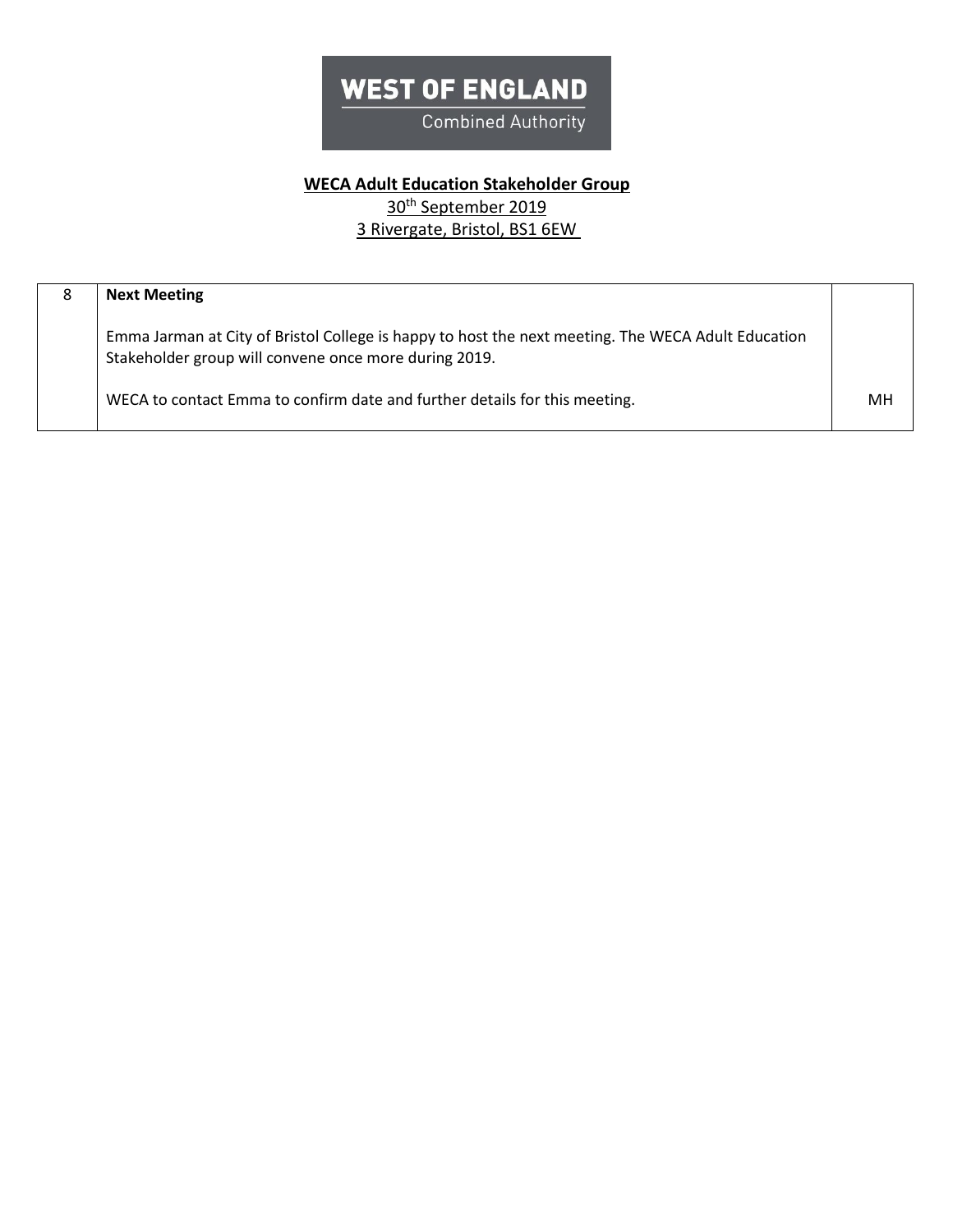**WEST OF ENGLAND**
Combined Authority

**WECA Adult Education Stakeholder Group**

30th September 2019

3 Rivergate, Bristol, BS1 6EW

| | | |
|---|---|---|
| 8 | **Next Meeting**<br><br>Emma Jarman at City of Bristol College is happy to host the next meeting. The WECA Adult Education Stakeholder group will convene once more during 2019.<br><br>WECA to contact Emma to confirm date and further details for this meeting. | MH |